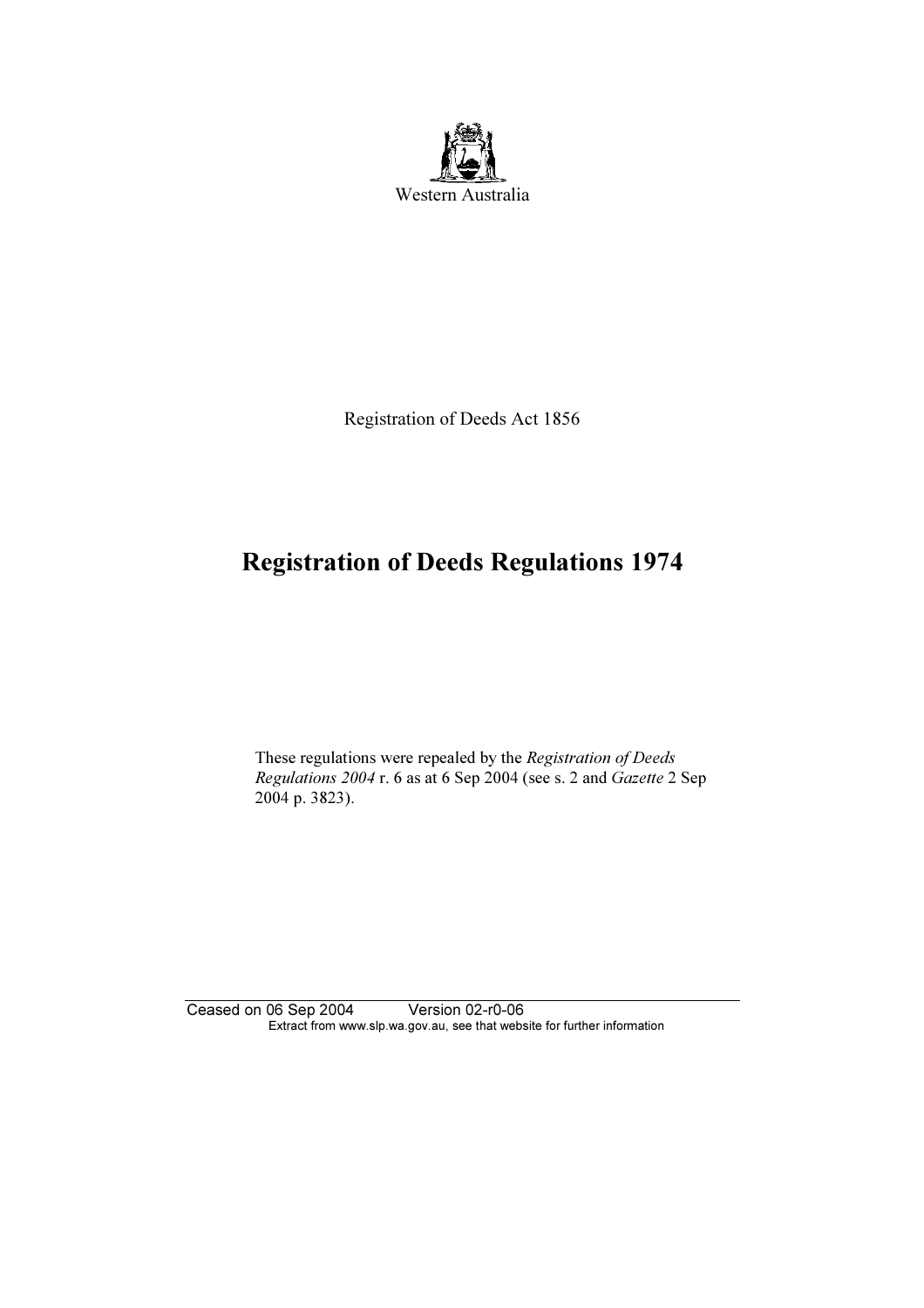Western Australia

Registration of Deeds Act 1856

# Registration of Deeds Regulations 1974

These regulations were repealed by the *Registration of Deeds Regulations 2004* r. 6 as at 6 Sep 2004 (see s. 2 and *Gazette* 2 Sep 2004 p. 3823).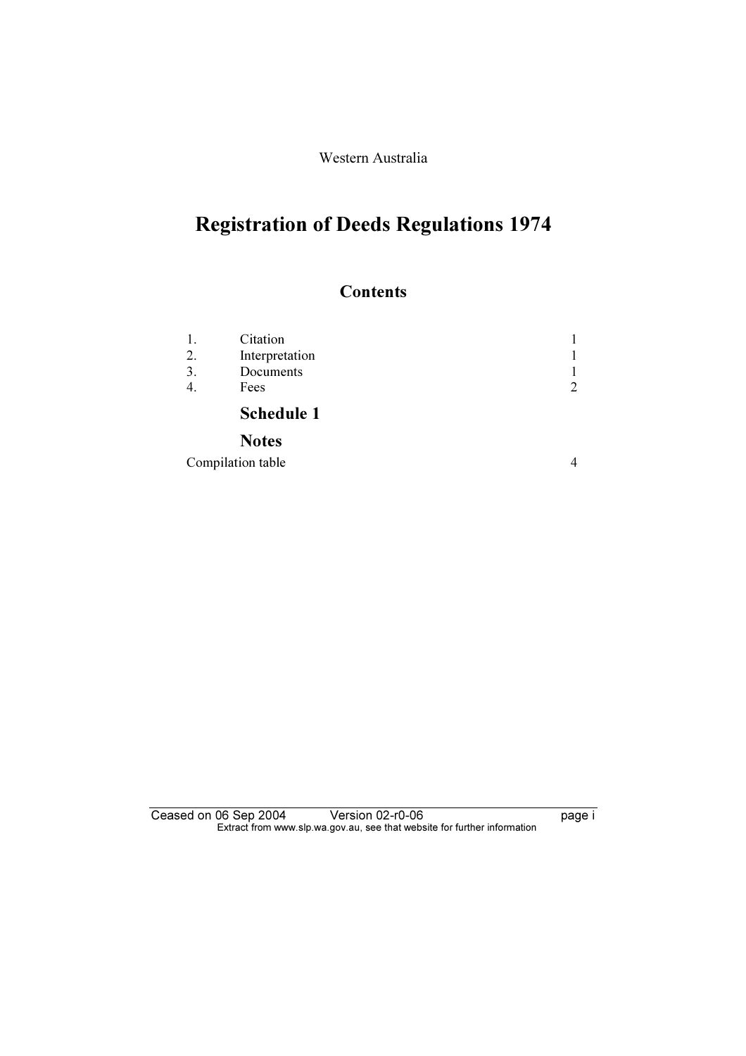Western Australia

# Registration of Deeds Regulations 1974

## Contents

| | | |
|---|---|---|
| 1. | Citation | 1 |
| 2. | Interpretation | 1 |
| 3. | Documents | 1 |
| 4. | Fees | 2 |
| | **Schedule 1** | |
| | **Notes** | |
| Compilation table | | 4 |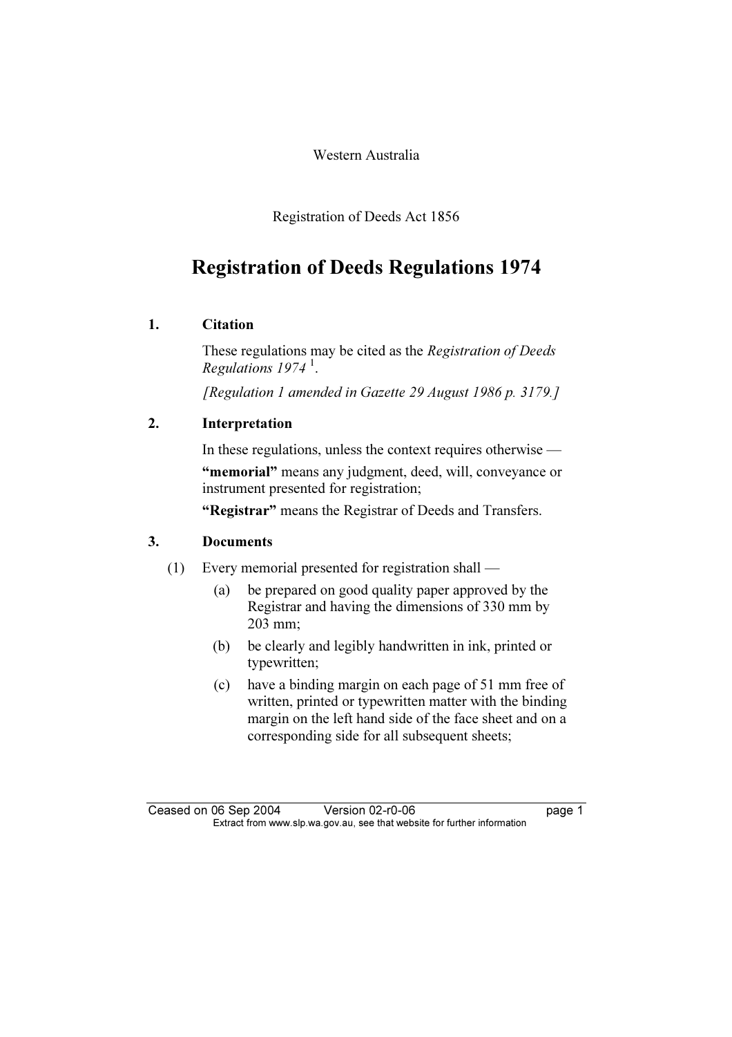Western Australia

Registration of Deeds Act 1856

# Registration of Deeds Regulations 1974

## 1. Citation

These regulations may be cited as the *Registration of Deeds Regulations 1974* [1].

*[Regulation 1 amended in Gazette 29 August 1986 p. 3179.]*

## 2. Interpretation

In these regulations, unless the context requires otherwise —

**"memorial"** means any judgment, deed, will, conveyance or instrument presented for registration;

**"Registrar"** means the Registrar of Deeds and Transfers.

## 3. Documents

(1) Every memorial presented for registration shall —

- (a) be prepared on good quality paper approved by the Registrar and having the dimensions of 330 mm by 203 mm;
- (b) be clearly and legibly handwritten in ink, printed or typewritten;
- (c) have a binding margin on each page of 51 mm free of written, printed or typewritten matter with the binding margin on the left hand side of the face sheet and on a corresponding side for all subsequent sheets;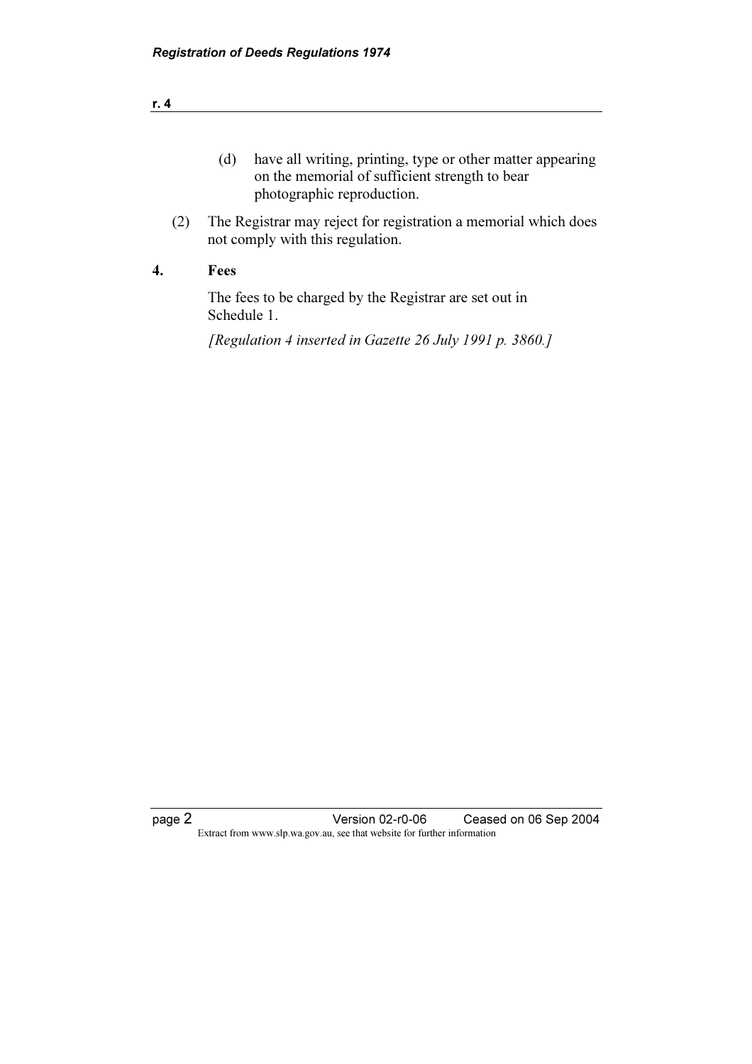(d) have all writing, printing, type or other matter appearing on the memorial of sufficient strength to bear photographic reproduction.

(2) The Registrar may reject for registration a memorial which does not comply with this regulation.

**4. Fees**

The fees to be charged by the Registrar are set out in Schedule 1.

*[Regulation 4 inserted in Gazette 26 July 1991 p. 3860.]*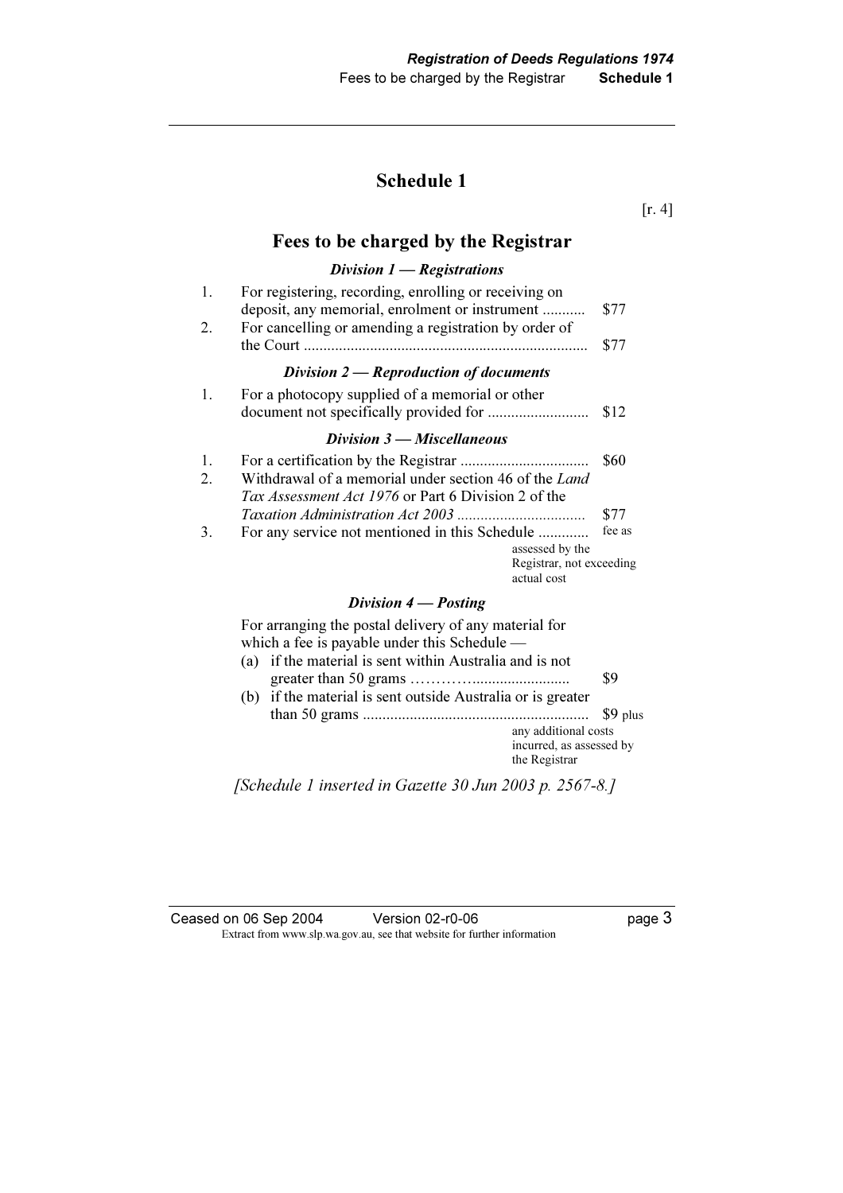# Schedule 1

[r. 4]

## Fees to be charged by the Registrar

### *Division 1 — Registrations*

1. For registering, recording, enrolling or receiving on deposit, any memorial, enrolment or instrument .......... $77
2. For cancelling or amending a registration by order of the Court ........................................................................ $77

### *Division 2 — Reproduction of documents*

1. For a photocopy supplied of a memorial or other document not specifically provided for .......................... $12

### *Division 3 — Miscellaneous*

1. For a certification by the Registrar ................................ $60
2. Withdrawal of a memorial under section 46 of the *Land Tax Assessment Act 1976* or Part 6 Division 2 of the *Taxation Administration Act 2003* ................................ $77
3. For any service not mentioned in this Schedule ............ fee as assessed by the Registrar, not exceeding actual cost

### *Division 4 — Posting*

For arranging the postal delivery of any material for which a fee is payable under this Schedule —

(a) if the material is sent within Australia and is not greater than 50 grams ……….......................... $9

(b) if the material is sent outside Australia or is greater than 50 grams ......................................................... $9 plus any additional costs incurred, as assessed by the Registrar

*[Schedule 1 inserted in Gazette 30 Jun 2003 p. 2567-8.]*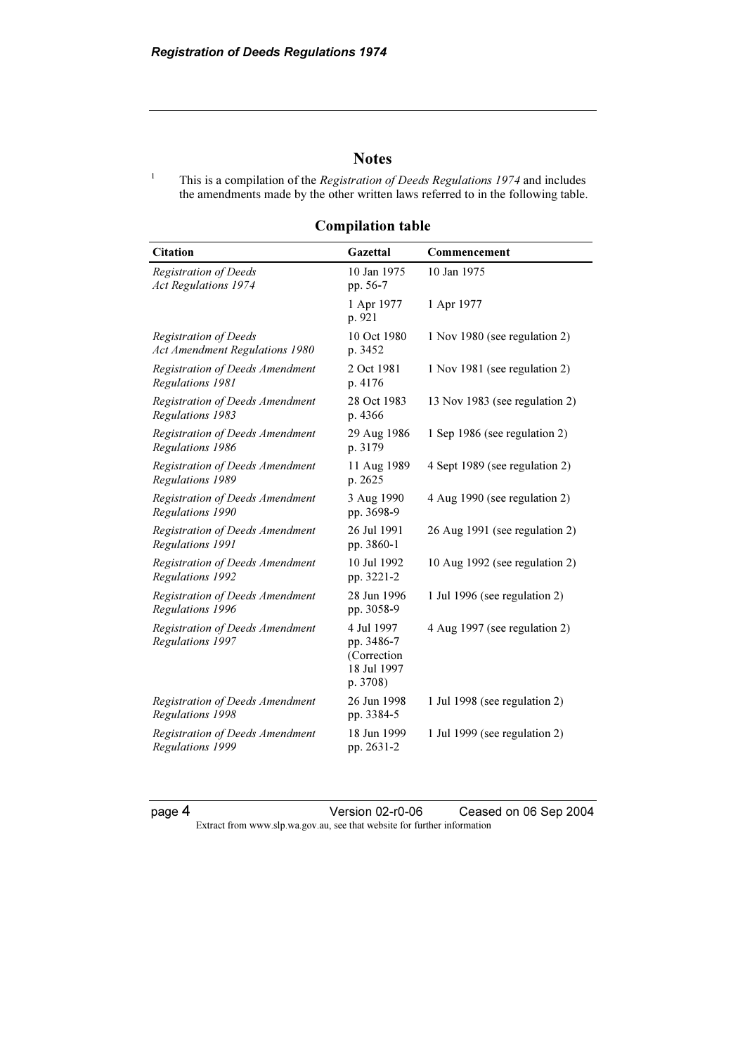## Notes

[1] This is a compilation of the *Registration of Deeds Regulations 1974* and includes the amendments made by the other written laws referred to in the following table.

### Compilation table

| Citation | Gazettal | Commencement |
|---|---|---|
| *Registration of Deeds Act Regulations 1974* | 10 Jan 1975 pp. 56-7 | 10 Jan 1975 |
| | 1 Apr 1977 p. 921 | 1 Apr 1977 |
| *Registration of Deeds Act Amendment Regulations 1980* | 10 Oct 1980 p. 3452 | 1 Nov 1980 (see regulation 2) |
| *Registration of Deeds Amendment Regulations 1981* | 2 Oct 1981 p. 4176 | 1 Nov 1981 (see regulation 2) |
| *Registration of Deeds Amendment Regulations 1983* | 28 Oct 1983 p. 4366 | 13 Nov 1983 (see regulation 2) |
| *Registration of Deeds Amendment Regulations 1986* | 29 Aug 1986 p. 3179 | 1 Sep 1986 (see regulation 2) |
| *Registration of Deeds Amendment Regulations 1989* | 11 Aug 1989 p. 2625 | 4 Sept 1989 (see regulation 2) |
| *Registration of Deeds Amendment Regulations 1990* | 3 Aug 1990 pp. 3698-9 | 4 Aug 1990 (see regulation 2) |
| *Registration of Deeds Amendment Regulations 1991* | 26 Jul 1991 pp. 3860-1 | 26 Aug 1991 (see regulation 2) |
| *Registration of Deeds Amendment Regulations 1992* | 10 Jul 1992 pp. 3221-2 | 10 Aug 1992 (see regulation 2) |
| *Registration of Deeds Amendment Regulations 1996* | 28 Jun 1996 pp. 3058-9 | 1 Jul 1996 (see regulation 2) |
| *Registration of Deeds Amendment Regulations 1997* | 4 Jul 1997 pp. 3486-7 (Correction 18 Jul 1997 p. 3708) | 4 Aug 1997 (see regulation 2) |
| *Registration of Deeds Amendment Regulations 1998* | 26 Jun 1998 pp. 3384-5 | 1 Jul 1998 (see regulation 2) |
| *Registration of Deeds Amendment Regulations 1999* | 18 Jun 1999 pp. 2631-2 | 1 Jul 1999 (see regulation 2) |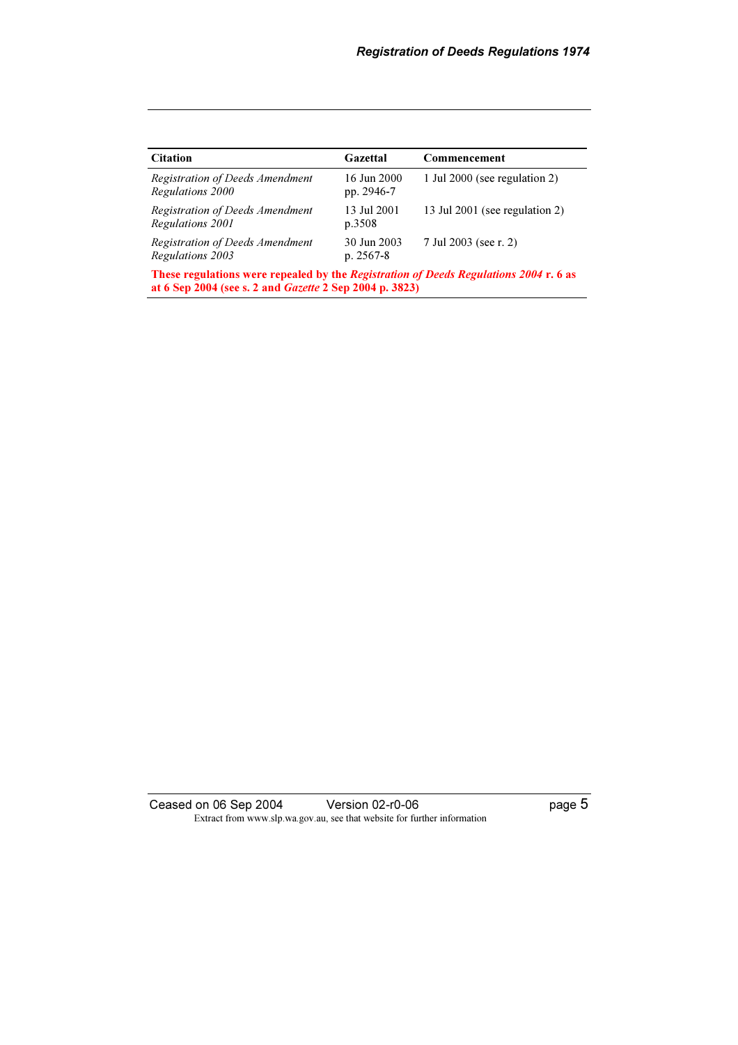| Citation | Gazettal | Commencement |
|---|---|---|
| *Registration of Deeds Amendment Regulations 2000* | 16 Jun 2000 pp. 2946-7 | 1 Jul 2000 (see regulation 2) |
| *Registration of Deeds Amendment Regulations 2001* | 13 Jul 2001 p.3508 | 13 Jul 2001 (see regulation 2) |
| *Registration of Deeds Amendment Regulations 2003* | 30 Jun 2003 p. 2567-8 | 7 Jul 2003 (see r. 2) |
| **These regulations were repealed by the *Registration of Deeds Regulations 2004* r. 6 as at 6 Sep 2004 (see s. 2 and *Gazette* 2 Sep 2004 p. 3823)** | | |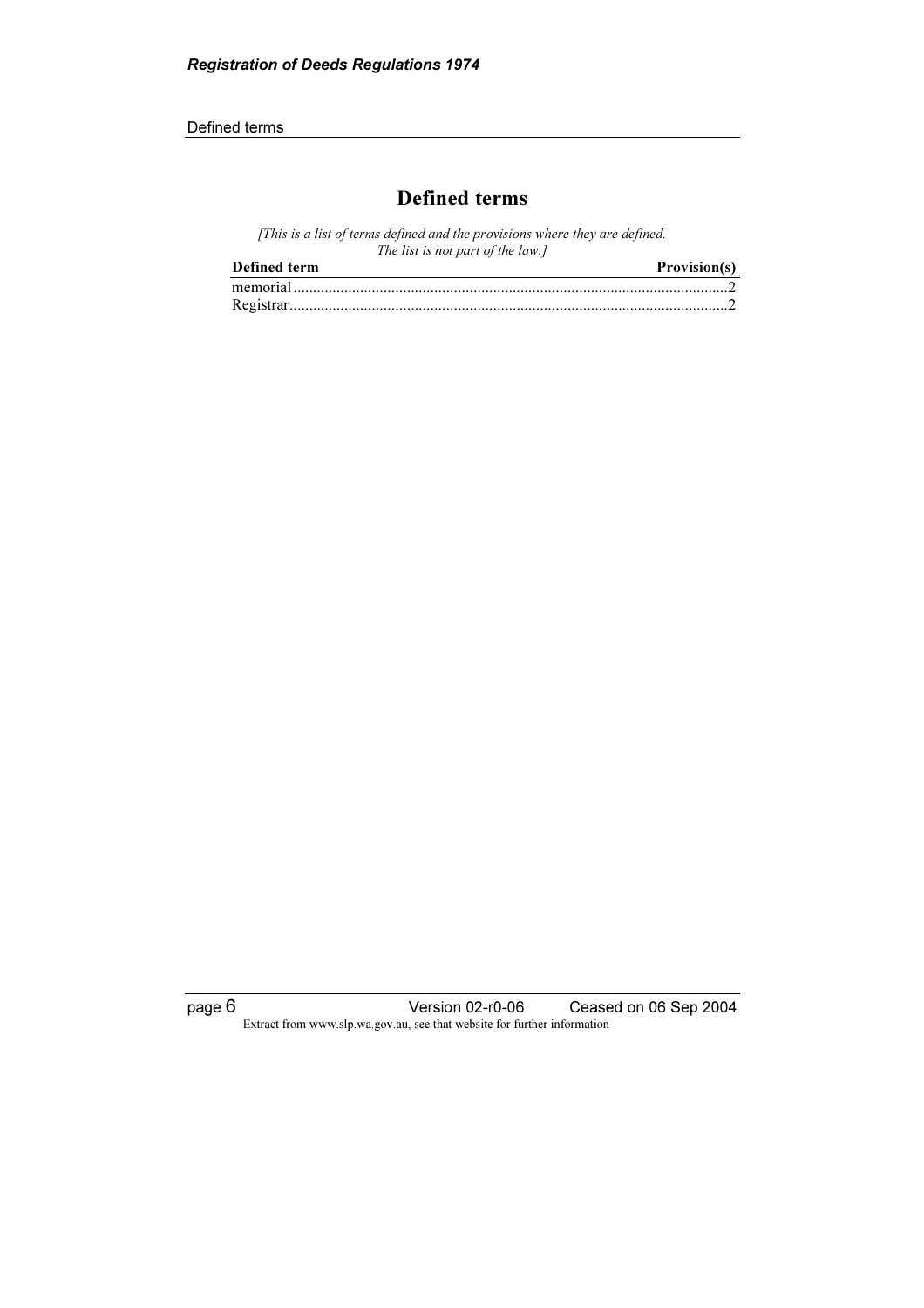# Defined terms

*[This is a list of terms defined and the provisions where they are defined. The list is not part of the law.]*

| Defined term | Provision(s) |
| --- | --- |
| memorial | 2 |
| Registrar | 2 |